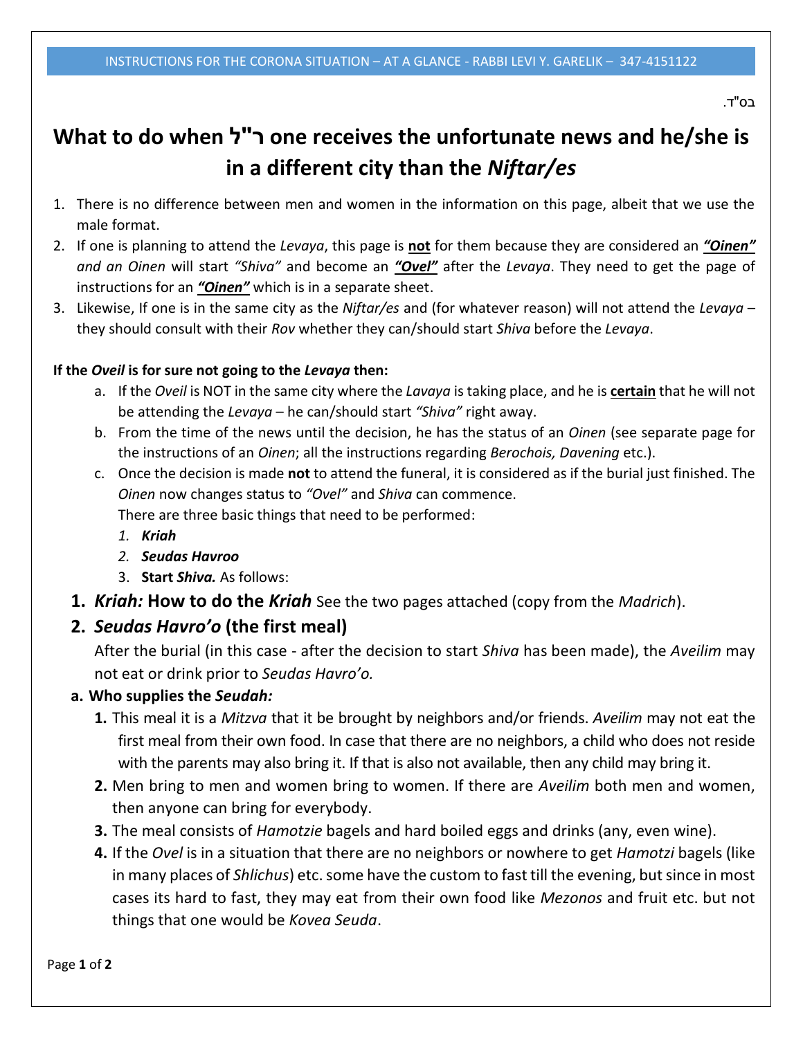INSTRUCTIONS FOR THE CORONA SITUATION – AT A GLANCE - RABBI LEVI Y. GARELIK – 347-4151122

בס"ד.

# What to do when ר"ל one receives the unfortunate news and he/she is in a different city than the *Niftar/es*

1. There is no difference between men and women in the information on this page, albeit that we use the male format.
2. If one is planning to attend the *Levaya*, this page is **not** for them because they are considered an ***"Oinen"*** *and an Oinen* will start *"Shiva"* and become an ***"Ovel"*** after the *Levaya*. They need to get the page of instructions for an ***"Oinen"*** which is in a separate sheet.
3. Likewise, If one is in the same city as the *Niftar/es* and (for whatever reason) will not attend the *Levaya* – they should consult with their *Rov* whether they can/should start *Shiva* before the *Levaya*.

**If the *Oveil* is for sure not going to the *Levaya* then:**

a. If the *Oveil* is NOT in the same city where the *Lavaya* is taking place, and he is **certain** that he will not be attending the *Levaya* – he can/should start *"Shiva"* right away.
b. From the time of the news until the decision, he has the status of an *Oinen* (see separate page for the instructions of an *Oinen*; all the instructions regarding *Berochois, Davening* etc.).
c. Once the decision is made **not** to attend the funeral, it is considered as if the burial just finished. The *Oinen* now changes status to *"Ovel"* and *Shiva* can commence.
   There are three basic things that need to be performed:
   1. ***Kriah***
   2. ***Seudas Havroo***
   3. **Start *Shiva.*** As follows:

## 1. *Kriah:* How to do the *Kriah* See the two pages attached (copy from the *Madrich*).

## 2. *Seudas Havro'o* (the first meal)

After the burial (in this case - after the decision to start *Shiva* has been made), the *Aveilim* may not eat or drink prior to *Seudas Havro'o.*

### a. Who supplies the *Seudah:*

1. This meal it is a *Mitzva* that it be brought by neighbors and/or friends. *Aveilim* may not eat the first meal from their own food. In case that there are no neighbors, a child who does not reside with the parents may also bring it. If that is also not available, then any child may bring it.
2. Men bring to men and women bring to women. If there are *Aveilim* both men and women, then anyone can bring for everybody.
3. The meal consists of *Hamotzie* bagels and hard boiled eggs and drinks (any, even wine).
4. If the *Ovel* is in a situation that there are no neighbors or nowhere to get *Hamotzi* bagels (like in many places of *Shlichus*) etc. some have the custom to fast till the evening, but since in most cases its hard to fast, they may eat from their own food like *Mezonos* and fruit etc. but not things that one would be *Kovea Seuda*.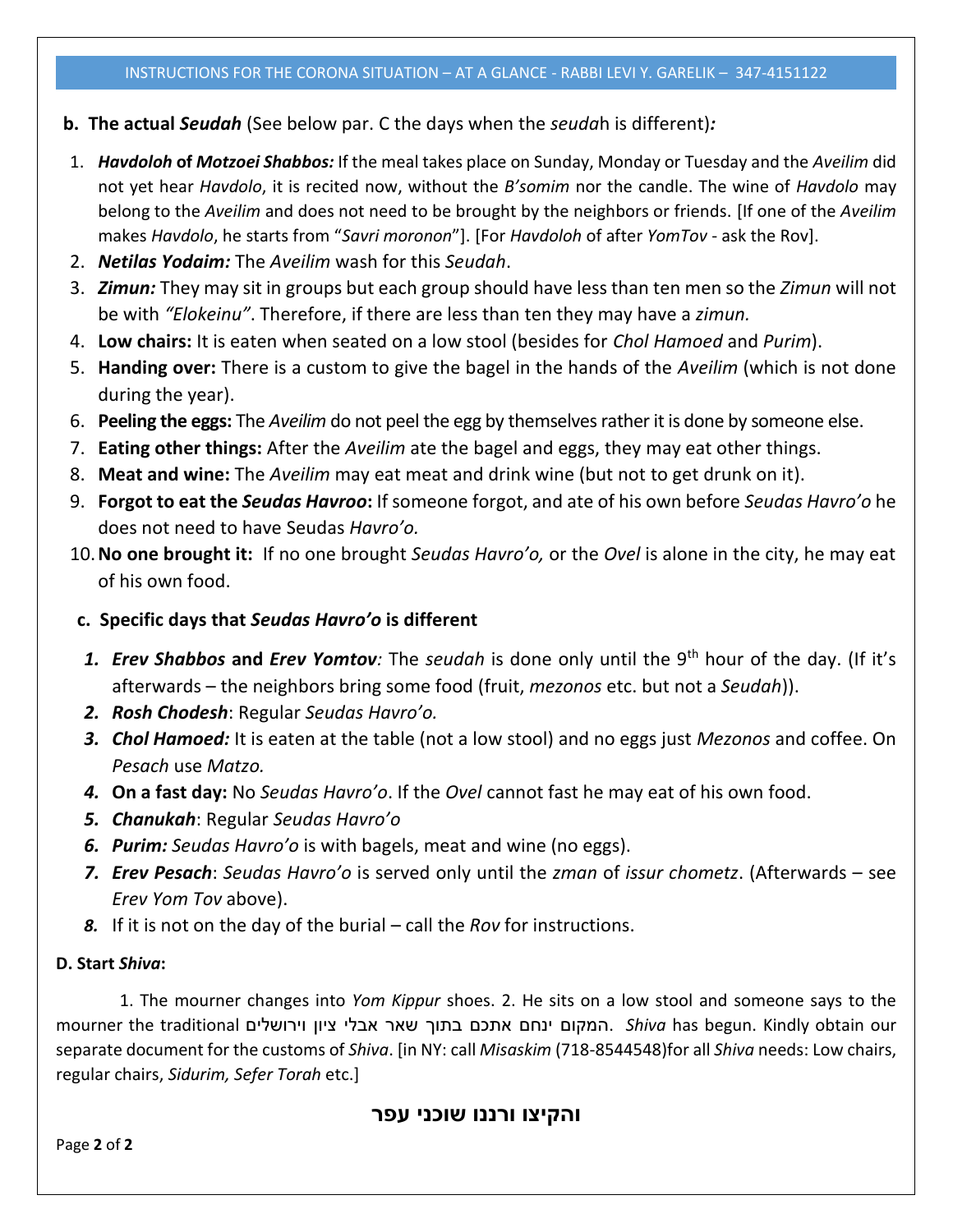**b. The actual *Seudah*** (See below par. C the days when the *seuda*h is different)***:***

1. ***Havdoloh* of *Motzoei Shabbos:*** If the meal takes place on Sunday, Monday or Tuesday and the *Aveilim* did not yet hear *Havdolo*, it is recited now, without the *B'somim* nor the candle. The wine of *Havdolo* may belong to the *Aveilim* and does not need to be brought by the neighbors or friends. [If one of the *Aveilim* makes *Havdolo*, he starts from "*Savri moronon*"]. [For *Havdoloh* of after *YomTov* - ask the Rov].
2. ***Netilas Yodaim:*** The *Aveilim* wash for this *Seudah*.
3. ***Zimun:*** They may sit in groups but each group should have less than ten men so the *Zimun* will not be with *"Elokeinu"*. Therefore, if there are less than ten they may have a *zimun.*
4. **Low chairs:** It is eaten when seated on a low stool (besides for *Chol Hamoed* and *Purim*).
5. **Handing over:** There is a custom to give the bagel in the hands of the *Aveilim* (which is not done during the year).
6. **Peeling the eggs:** The *Aveilim* do not peel the egg by themselves rather it is done by someone else.
7. **Eating other things:** After the *Aveilim* ate the bagel and eggs, they may eat other things.
8. **Meat and wine:** The *Aveilim* may eat meat and drink wine (but not to get drunk on it).
9. **Forgot to eat the *Seudas Havroo*:** If someone forgot, and ate of his own before *Seudas Havro'o* he does not need to have Seudas *Havro'o.*
10. **No one brought it:** If no one brought *Seudas Havro'o,* or the *Ovel* is alone in the city, he may eat of his own food.

**c. Specific days that *Seudas Havro'o* is different**

1. ***Erev Shabbos* and *Erev Yomtov*:** The *seudah* is done only until the 9th hour of the day. (If it's afterwards – the neighbors bring some food (fruit, *mezonos* etc. but not a *Seudah*)).
2. ***Rosh Chodesh***: Regular *Seudas Havro'o.*
3. ***Chol Hamoed:*** It is eaten at the table (not a low stool) and no eggs just *Mezonos* and coffee. On *Pesach* use *Matzo.*
4. **On a fast day:** No *Seudas Havro'o*. If the *Ovel* cannot fast he may eat of his own food.
5. ***Chanukah***: Regular *Seudas Havro'o*
6. ***Purim:*** *Seudas Havro'o* is with bagels, meat and wine (no eggs).
7. ***Erev Pesach***: *Seudas Havro'o* is served only until the *zman* of *issur chometz*. (Afterwards – see *Erev Yom Tov* above).
8. If it is not on the day of the burial – call the *Rov* for instructions.

**D. Start *Shiva*:**

1. The mourner changes into *Yom Kippur* shoes. 2. He sits on a low stool and someone says to the mourner the traditional המקום ינחם אתכם בתוך שאר אבלי ציון וירושלים. *Shiva* has begun. Kindly obtain our separate document for the customs of *Shiva*. [in NY: call *Misaskim* (718-8544548)for all *Shiva* needs: Low chairs, regular chairs, *Sidurim, Sefer Torah* etc.]

**והקיצו ורננו שוכני עפר**